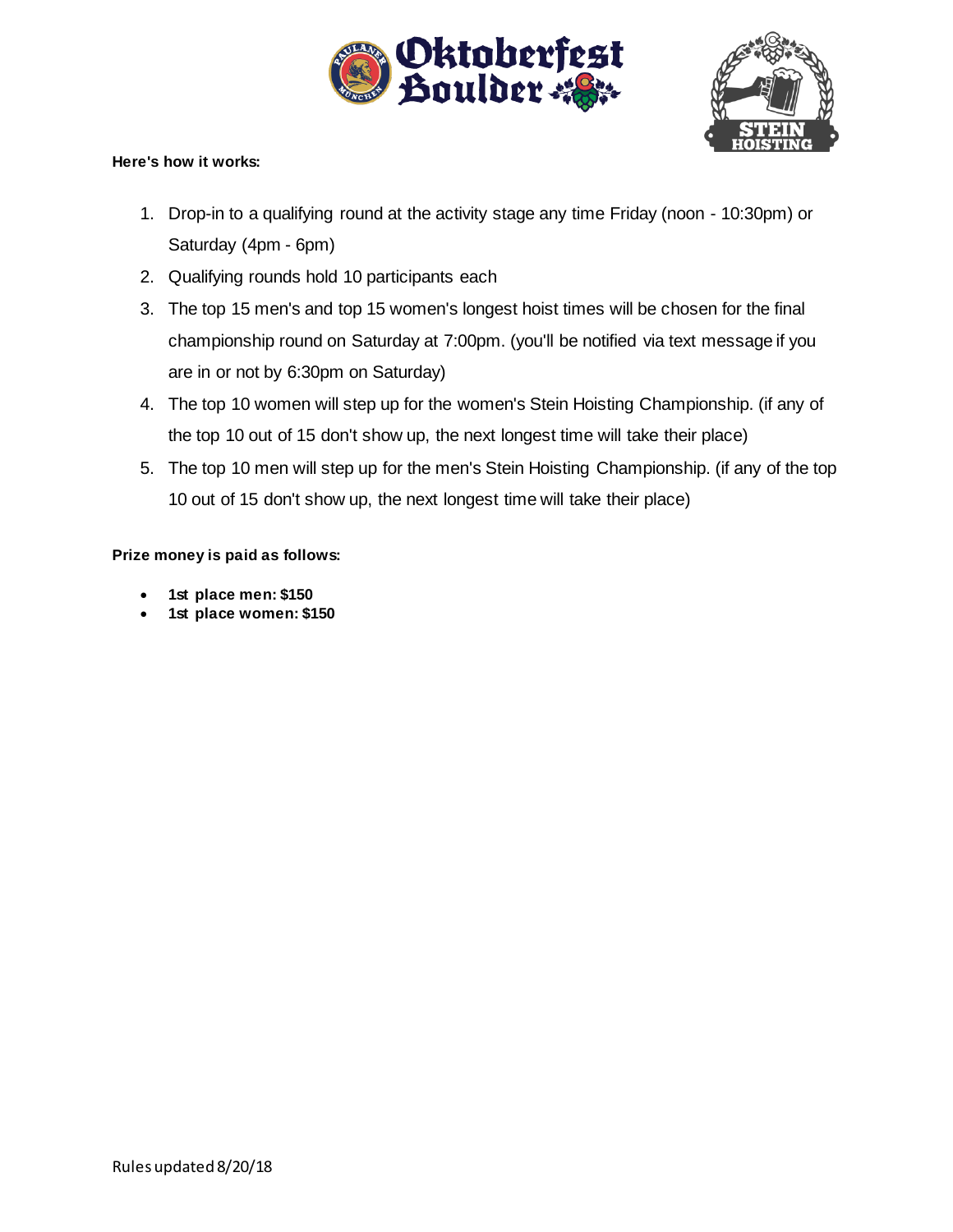**Here's how it works:**

1. Drop-in to a qualifying round at the activity stage any time Friday (noon - 10:30pm) or Saturday (4pm - 6pm)
2. Qualifying rounds hold 10 participants each
3. The top 15 men's and top 15 women's longest hoist times will be chosen for the final championship round on Saturday at 7:00pm. (you'll be notified via text message if you are in or not by 6:30pm on Saturday)
4. The top 10 women will step up for the women's Stein Hoisting Championship. (if any of the top 10 out of 15 don't show up, the next longest time will take their place)
5. The top 10 men will step up for the men's Stein Hoisting Championship. (if any of the top 10 out of 15 don't show up, the next longest time will take their place)

**Prize money is paid as follows:**

- **1st place men: $150**
- **1st place women: $150**

Rules updated 8/20/18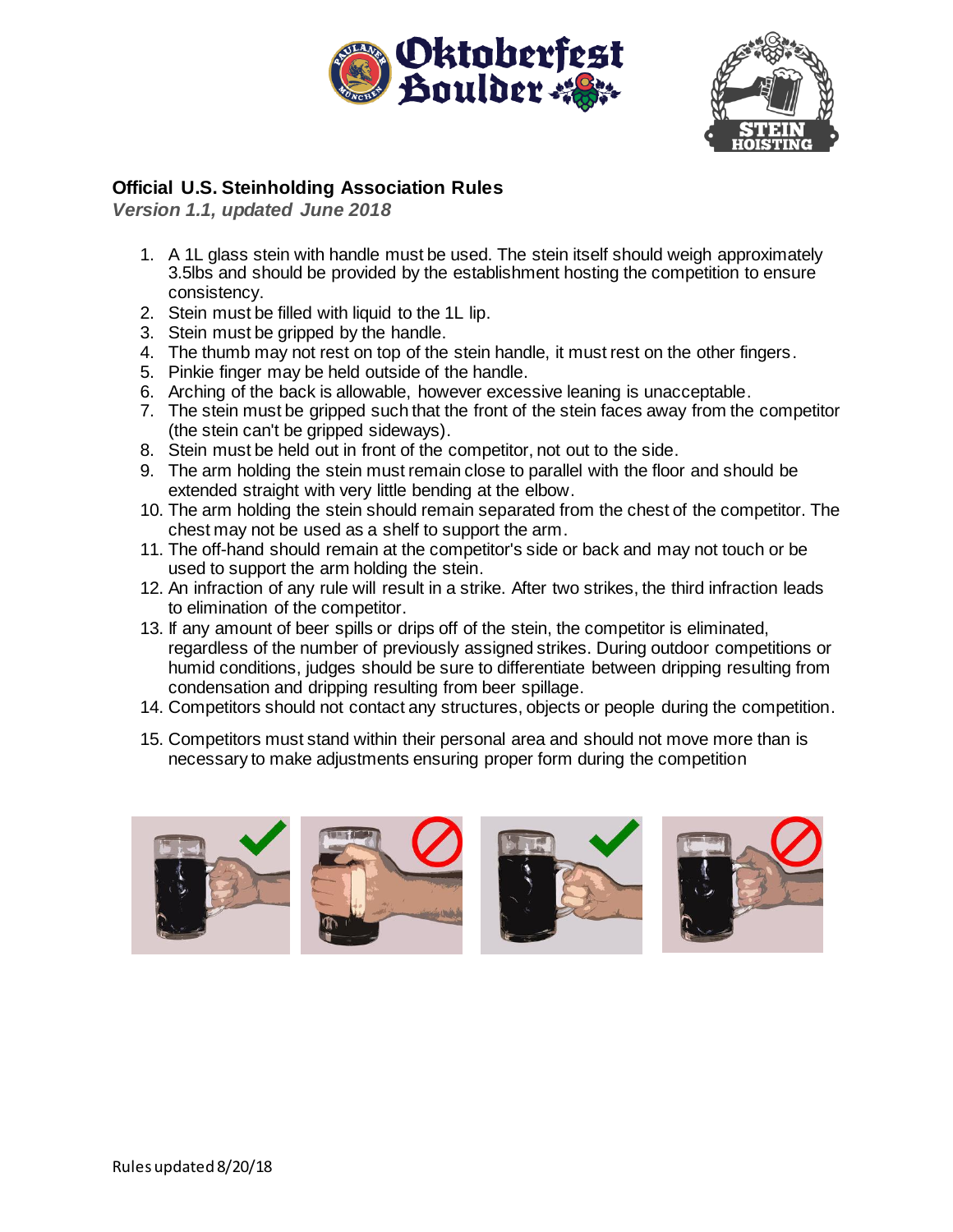## Official U.S. Steinholding Association Rules

***Version 1.1, updated June 2018***

1. A 1L glass stein with handle must be used. The stein itself should weigh approximately 3.5lbs and should be provided by the establishment hosting the competition to ensure consistency.
2. Stein must be filled with liquid to the 1L lip.
3. Stein must be gripped by the handle.
4. The thumb may not rest on top of the stein handle, it must rest on the other fingers.
5. Pinkie finger may be held outside of the handle.
6. Arching of the back is allowable, however excessive leaning is unacceptable.
7. The stein must be gripped such that the front of the stein faces away from the competitor (the stein can't be gripped sideways).
8. Stein must be held out in front of the competitor, not out to the side.
9. The arm holding the stein must remain close to parallel with the floor and should be extended straight with very little bending at the elbow.
10. The arm holding the stein should remain separated from the chest of the competitor. The chest may not be used as a shelf to support the arm.
11. The off-hand should remain at the competitor's side or back and may not touch or be used to support the arm holding the stein.
12. An infraction of any rule will result in a strike. After two strikes, the third infraction leads to elimination of the competitor.
13. If any amount of beer spills or drips off of the stein, the competitor is eliminated, regardless of the number of previously assigned strikes. During outdoor competitions or humid conditions, judges should be sure to differentiate between dripping resulting from condensation and dripping resulting from beer spillage.
14. Competitors should not contact any structures, objects or people during the competition.
15. Competitors must stand within their personal area and should not move more than is necessary to make adjustments ensuring proper form during the competition

Rules updated 8/20/18